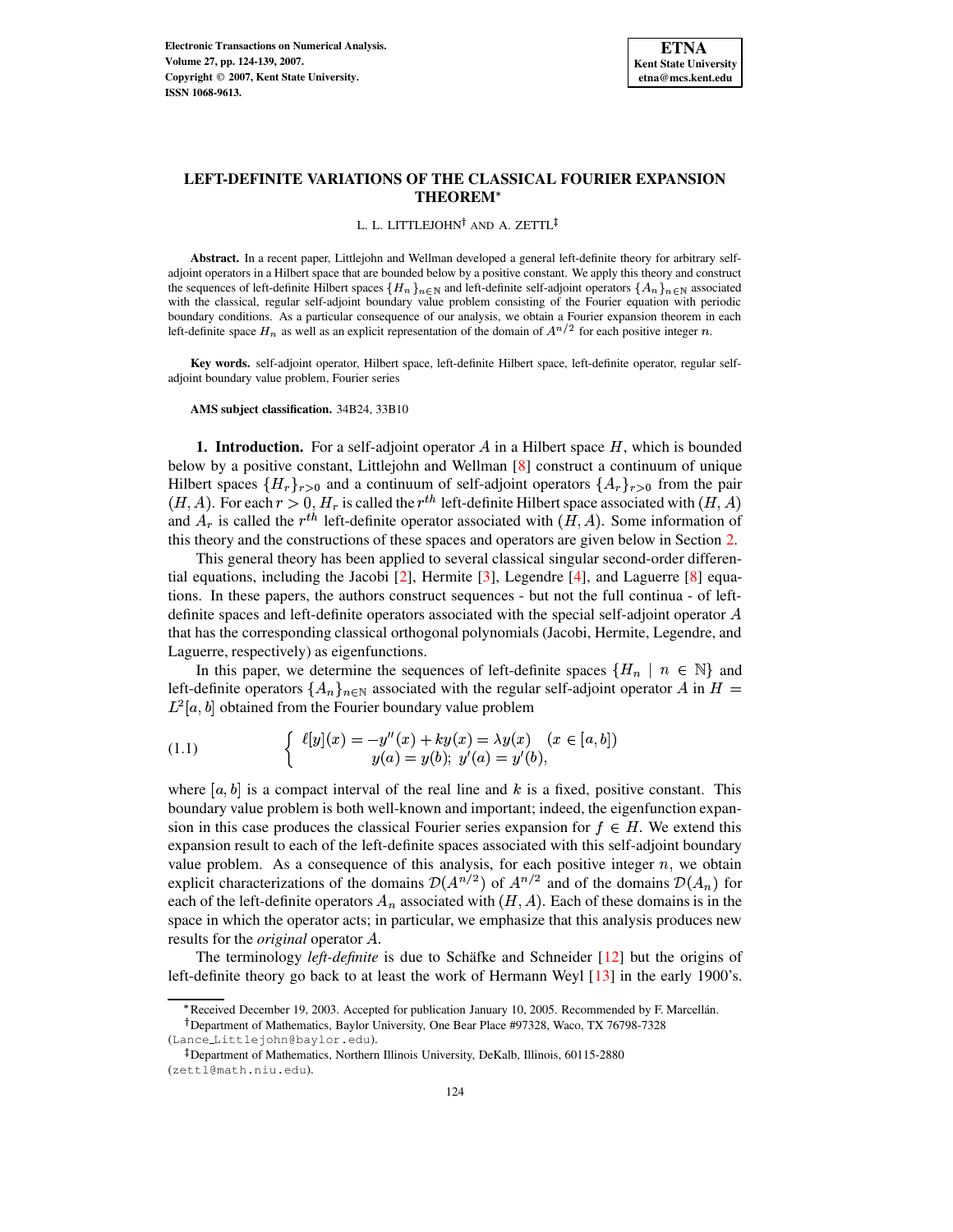# LEFT-DEFINITE VARIATIONS OF THE CLASSICAL FOURIER EXPANSION THEOREM*

L. L. LITTLEJOHN† AND A. ZETTL‡

**Abstract.** In a recent paper, Littlejohn and Wellman developed a general left-definite theory for arbitrary self-adjoint operators in a Hilbert space that are bounded below by a positive constant. We apply this theory and construct the sequences of left-definite Hilbert spaces $\{H_n\}_{n\in\mathbb{N}}$ and left-definite self-adjoint operators $\{A_n\}_{n\in\mathbb{N}}$ associated with the classical, regular self-adjoint boundary value problem consisting of the Fourier equation with periodic boundary conditions. As a particular consequence of our analysis, we obtain a Fourier expansion theorem in each left-definite space $H_n$ as well as an explicit representation of the domain of $A^{n/2}$ for each positive integer $n$.

**Key words.** self-adjoint operator, Hilbert space, left-definite Hilbert space, left-definite operator, regular self-adjoint boundary value problem, Fourier series

**AMS subject classification.** 34B24, 33B10

## 1. Introduction.

For a self-adjoint operator $A$ in a Hilbert space $H$, which is bounded below by a positive constant, Littlejohn and Wellman [8] construct a continuum of unique Hilbert spaces $\{H_r\}_{r>0}$ and a continuum of self-adjoint operators $\{A_r\}_{r>0}$ from the pair $(H, A)$. For each $r > 0$, $H_r$ is called the $r^{th}$ left-definite Hilbert space associated with $(H, A)$ and $A_r$ is called the $r^{th}$ left-definite operator associated with $(H, A)$. Some information of this theory and the constructions of these spaces and operators are given below in Section 2.

This general theory has been applied to several classical singular second-order differential equations, including the Jacobi [2], Hermite [3], Legendre [4], and Laguerre [8] equations. In these papers, the authors construct sequences - but not the full continua - of left-definite spaces and left-definite operators associated with the special self-adjoint operator $A$ that has the corresponding classical orthogonal polynomials (Jacobi, Hermite, Legendre, and Laguerre, respectively) as eigenfunctions.

In this paper, we determine the sequences of left-definite spaces $\{H_n \mid n \in \mathbb{N}\}$ and left-definite operators $\{A_n\}_{n\in\mathbb{N}}$ associated with the regular self-adjoint operator $A$ in $H = L^2[a,b]$ obtained from the Fourier boundary value problem

$$
\left\{
\begin{array}{c}
\ell[y](x) = -y''(x) + ky(x) = \lambda y(x) \quad (x \in [a,b]) \\
y(a) = y(b);\; y'(a) = y'(b),
\end{array}
\right.
\tag{1.1}
$$

where $[a,b]$ is a compact interval of the real line and $k$ is a fixed, positive constant. This boundary value problem is both well-known and important; indeed, the eigenfunction expansion in this case produces the classical Fourier series expansion for $f \in H$. We extend this expansion result to each of the left-definite spaces associated with this self-adjoint boundary value problem. As a consequence of this analysis, for each positive integer $n$, we obtain explicit characterizations of the domains $\mathcal{D}(A^{n/2})$ of $A^{n/2}$ and of the domains $\mathcal{D}(A_n)$ for each of the left-definite operators $A_n$ associated with $(H, A)$. Each of these domains is in the space in which the operator acts; in particular, we emphasize that this analysis produces new results for the *original* operator $A$.

The terminology *left-definite* is due to Schäfke and Schneider [12] but the origins of left-definite theory go back to at least the work of Hermann Weyl [13] in the early 1900's.

---

*Received December 19, 2003. Accepted for publication January 10, 2005. Recommended by F. Marcellán.

†Department of Mathematics, Baylor University, One Bear Place #97328, Waco, TX 76798-7328 (Lance_Littlejohn@baylor.edu).

‡Department of Mathematics, Northern Illinois University, DeKalb, Illinois, 60115-2880 (zettl@math.niu.edu).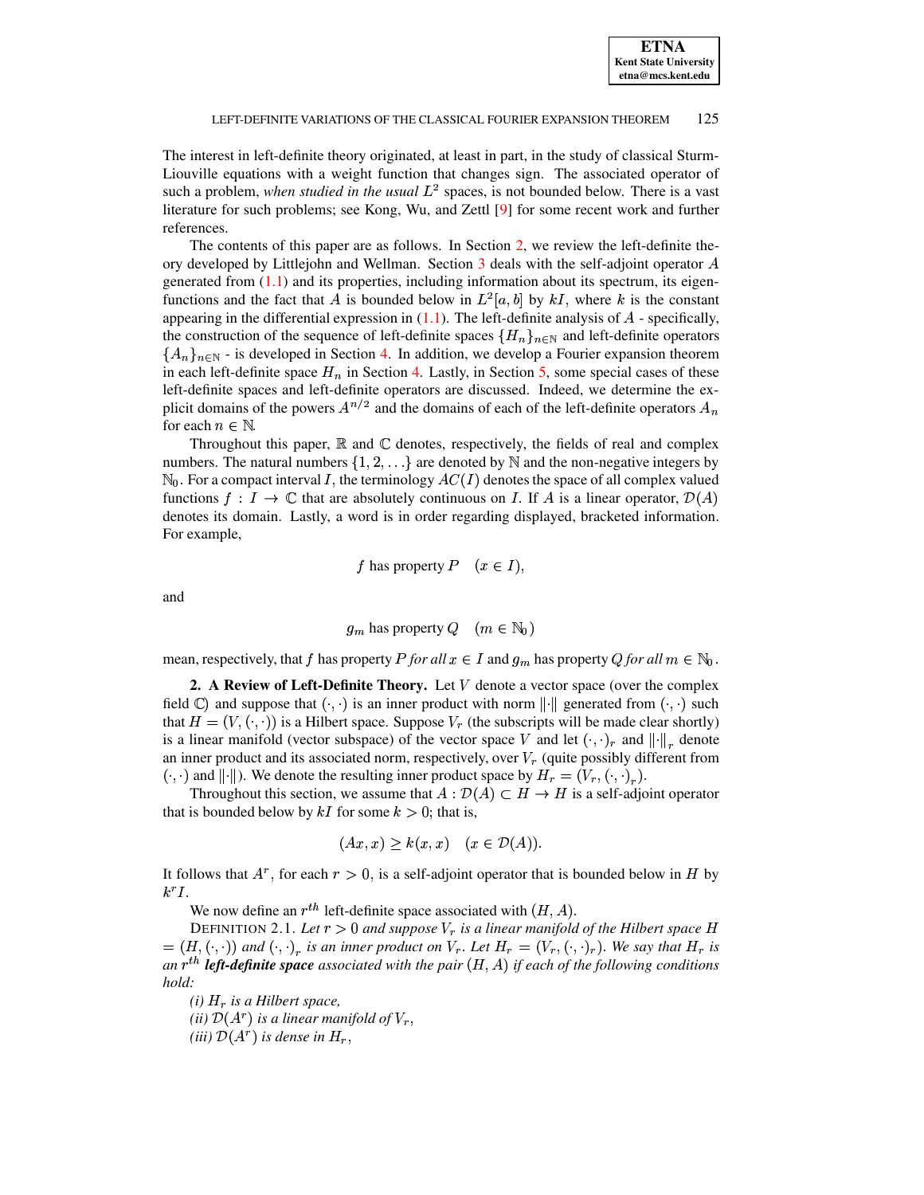The interest in left-definite theory originated, at least in part, in the study of classical Sturm-Liouville equations with a weight function that changes sign. The associated operator of such a problem, *when studied in the usual* $L^2$ spaces, is not bounded below. There is a vast literature for such problems; see Kong, Wu, and Zettl [9] for some recent work and further references.

The contents of this paper are as follows. In Section 2, we review the left-definite theory developed by Littlejohn and Wellman. Section 3 deals with the self-adjoint operator $A$ generated from (1.1) and its properties, including information about its spectrum, its eigenfunctions and the fact that $A$ is bounded below in $L^2[a, b]$ by $kI$, where $k$ is the constant appearing in the differential expression in (1.1). The left-definite analysis of $A$ - specifically, the construction of the sequence of left-definite spaces $\{H_n\}_{n\in\mathbb{N}}$ and left-definite operators $\{A_n\}_{n\in\mathbb{N}}$ - is developed in Section 4. In addition, we develop a Fourier expansion theorem in each left-definite space $H_n$ in Section 4. Lastly, in Section 5, some special cases of these left-definite spaces and left-definite operators are discussed. Indeed, we determine the explicit domains of the powers $A^{n/2}$ and the domains of each of the left-definite operators $A_n$ for each $n \in \mathbb{N}$.

Throughout this paper, $\mathbb{R}$ and $\mathbb{C}$ denotes, respectively, the fields of real and complex numbers. The natural numbers $\{1, 2, \ldots\}$ are denoted by $\mathbb{N}$ and the non-negative integers by $\mathbb{N}_0$. For a compact interval $I$, the terminology $AC(I)$ denotes the space of all complex valued functions $f : I \to \mathbb{C}$ that are absolutely continuous on $I$. If $A$ is a linear operator, $\mathcal{D}(A)$ denotes its domain. Lastly, a word is in order regarding displayed, bracketed information. For example,

$$f \text{ has property } P \quad (x \in I),$$

and

$$g_m \text{ has property } Q \quad (m \in \mathbb{N}_0)$$

mean, respectively, that $f$ has property $P$ *for all* $x \in I$ and $g_m$ has property $Q$ *for all* $m \in \mathbb{N}_0$.

## 2. A Review of Left-Definite Theory.

Let $V$ denote a vector space (over the complex field $\mathbb{C}$) and suppose that $(\cdot, \cdot)$ is an inner product with norm $\|\cdot\|$ generated from $(\cdot, \cdot)$ such that $H = (V, (\cdot, \cdot))$ is a Hilbert space. Suppose $V_r$ (the subscripts will be made clear shortly) is a linear manifold (vector subspace) of the vector space $V$ and let $(\cdot, \cdot)_r$ and $\|\cdot\|_r$ denote an inner product and its associated norm, respectively, over $V_r$ (quite possibly different from $(\cdot, \cdot)$ and $\|\cdot\|$). We denote the resulting inner product space by $H_r = (V_r, (\cdot, \cdot)_r)$.

Throughout this section, we assume that $A : \mathcal{D}(A) \subset H \to H$ is a self-adjoint operator that is bounded below by $kI$ for some $k > 0$; that is,

$$(Ax, x) \geq k(x, x) \quad (x \in \mathcal{D}(A)).$$

It follows that $A^r$, for each $r > 0$, is a self-adjoint operator that is bounded below in $H$ by $k^r I$.

We now define an $r^{th}$ left-definite space associated with $(H, A)$.

DEFINITION 2.1. *Let $r > 0$ and suppose $V_r$ is a linear manifold of the Hilbert space $H = (H, (\cdot, \cdot))$ and $(\cdot, \cdot)_r$ is an inner product on $V_r$. Let $H_r = (V_r, (\cdot, \cdot)_r)$. We say that $H_r$ is an $r^{th}$* ***left-definite space*** *associated with the pair $(H, A)$ if each of the following conditions hold:*

*(i) $H_r$ is a Hilbert space,*
*(ii) $\mathcal{D}(A^r)$ is a linear manifold of $V_r$,*
*(iii) $\mathcal{D}(A^r)$ is dense in $H_r$,*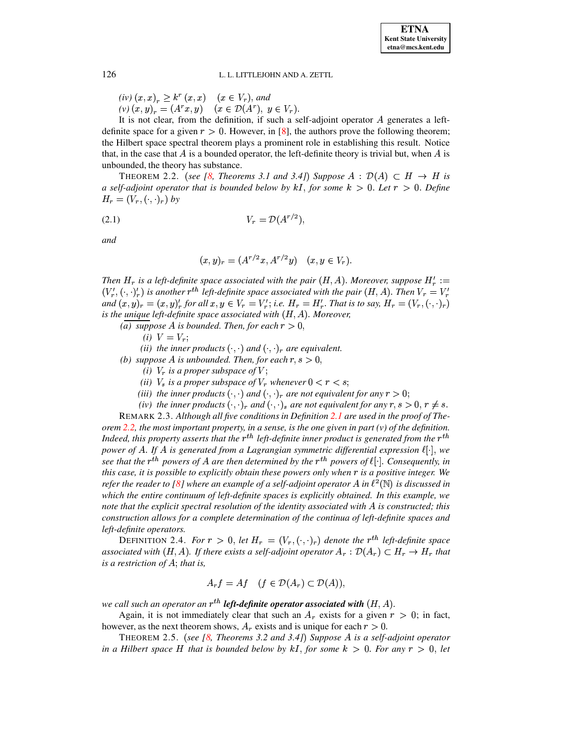*(iv)* $(x,x)_r \geq k^r (x,x) \quad (x \in V_r)$, *and*
*(v)* $(x,y)_r = (A^r x, y) \quad (x \in \mathcal{D}(A^r),\ y \in V_r)$.

It is not clear, from the definition, if such a self-adjoint operator $A$ generates a left-definite space for a given $r > 0$. However, in [8], the authors prove the following theorem; the Hilbert space spectral theorem plays a prominent role in establishing this result. Notice that, in the case that $A$ is a bounded operator, the left-definite theory is trivial but, when $A$ is unbounded, the theory has substance.

THEOREM 2.2. *(see [8, Theorems 3.1 and 3.4]) Suppose $A : \mathcal{D}(A) \subset H \to H$ is a self-adjoint operator that is bounded below by $kI$, for some $k > 0$. Let $r > 0$. Define $H_r = (V_r, (\cdot,\cdot)_r)$ by*

$$V_r = \mathcal{D}(A^{r/2}), \tag{2.1}$$

*and*

$$(x,y)_r = (A^{r/2}x, A^{r/2}y) \quad (x, y \in V_r).$$

*Then $H_r$ is a left-definite space associated with the pair $(H, A)$. Moreover, suppose $H_r' := (V_r', (\cdot,\cdot)_r')$ is another $r^{th}$ left-definite space associated with the pair $(H, A)$. Then $V_r = V_r'$ and $(x,y)_r = (x,y)_r'$ for all $x, y \in V_r = V_r'$; i.e. $H_r = H_r'$. That is to say, $H_r = (V_r, (\cdot,\cdot)_r)$ is the unique left-definite space associated with $(H, A)$. Moreover,*

*(a) suppose $A$ is bounded. Then, for each $r > 0$,*
  *(i) $V = V_r$;*
  *(ii) the inner products $(\cdot,\cdot)$ and $(\cdot,\cdot)_r$ are equivalent.*

*(b) suppose $A$ is unbounded. Then, for each $r, s > 0$,*
  *(i) $V_r$ is a proper subspace of $V$;*
  *(ii) $V_s$ is a proper subspace of $V_r$ whenever $0 < r < s$;*
  *(iii) the inner products $(\cdot,\cdot)$ and $(\cdot,\cdot)_r$ are not equivalent for any $r > 0$;*
  *(iv) the inner products $(\cdot,\cdot)_r$ and $(\cdot,\cdot)_s$ are not equivalent for any $r, s > 0, r \neq s$.*

REMARK 2.3. *Although all five conditions in Definition 2.1 are used in the proof of Theorem 2.2, the most important property, in a sense, is the one given in part (v) of the definition. Indeed, this property asserts that the $r^{th}$ left-definite inner product is generated from the $r^{th}$ power of $A$. If $A$ is generated from a Lagrangian symmetric differential expression $\ell[\cdot]$, we see that the $r^{th}$ powers of $A$ are then determined by the $r^{th}$ powers of $\ell[\cdot]$. Consequently, in this case, it is possible to explicitly obtain these powers only when $r$ is a positive integer. We refer the reader to [8] where an example of a self-adjoint operator $A$ in $\ell^2(\mathbb{N})$ is discussed in which the entire continuum of left-definite spaces is explicitly obtained. In this example, we note that the explicit spectral resolution of the identity associated with $A$ is constructed; this construction allows for a complete determination of the continua of left-definite spaces and left-definite operators.*

DEFINITION 2.4. *For $r > 0$, let $H_r = (V_r, (\cdot,\cdot)_r)$ denote the $r^{th}$ left-definite space associated with $(H, A)$. If there exists a self-adjoint operator $A_r : \mathcal{D}(A_r) \subset H_r \to H_r$ that is a restriction of $A$; that is,*

$$A_r f = Af \quad (f \in \mathcal{D}(A_r) \subset \mathcal{D}(A)),$$

*we call such an operator an $r^{th}$ **left-definite operator associated with** $(H, A)$.*

Again, it is not immediately clear that such an $A_r$ exists for a given $r > 0$; in fact, however, as the next theorem shows, $A_r$ exists and is unique for each $r > 0$.

THEOREM 2.5. *(see [8, Theorems 3.2 and 3.4]) Suppose $A$ is a self-adjoint operator in a Hilbert space $H$ that is bounded below by $kI$, for some $k > 0$. For any $r > 0$, let*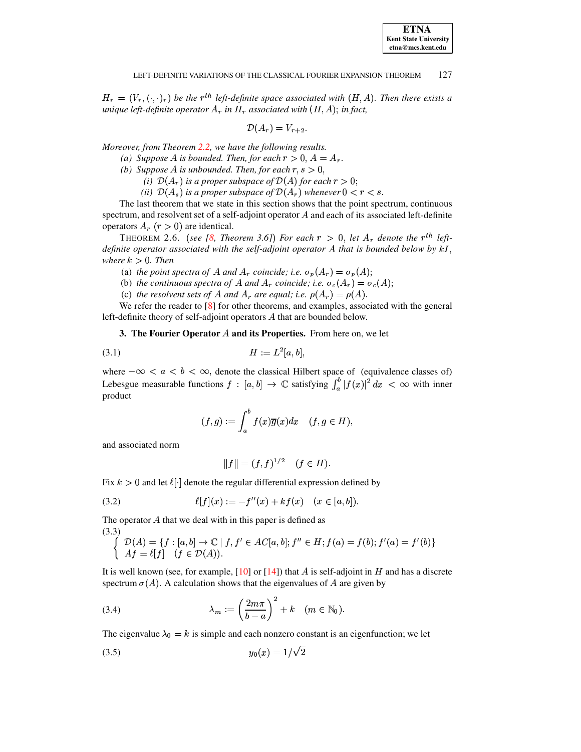*$H_r = (V_r, (\cdot,\cdot)_r)$ be the $r^{th}$ left-definite space associated with $(H, A)$. Then there exists a unique left-definite operator $A_r$ in $H_r$ associated with $(H, A)$;* in fact,

$$\mathcal{D}(A_r) = V_{r+2}.$$

*Moreover, from Theorem 2.2, we have the following results.*

*(a) Suppose $A$ is bounded. Then, for each $r > 0$, $A = A_r$.*

*(b) Suppose $A$ is unbounded. Then, for each $r, s > 0$,*

*(i) $\mathcal{D}(A_r)$ is a proper subspace of $\mathcal{D}(A)$ for each $r > 0$;*

*(ii) $\mathcal{D}(A_s)$ is a proper subspace of $\mathcal{D}(A_r)$ whenever $0 < r < s$.*

The last theorem that we state in this section shows that the point spectrum, continuous spectrum, and resolvent set of a self-adjoint operator $A$ and each of its associated left-definite operators $A_r$ $(r > 0)$ are identical.

THEOREM 2.6. (*see [8, Theorem 3.6]*) *For each $r > 0$, let $A_r$ denote the $r^{th}$ left-definite operator associated with the self-adjoint operator $A$ that is bounded below by $kI$, where $k > 0$. Then*

(a) *the point spectra of $A$ and $A_r$ coincide; i.e. $\sigma_p(A_r) = \sigma_p(A)$;*

(b) *the continuous spectra of $A$ and $A_r$ coincide; i.e. $\sigma_c(A_r) = \sigma_c(A)$;*

(c) *the resolvent sets of $A$ and $A_r$ are equal; i.e. $\rho(A_r) = \rho(A)$.*

We refer the reader to [8] for other theorems, and examples, associated with the general left-definite theory of self-adjoint operators $A$ that are bounded below.

## 3. The Fourier Operator $A$ and its Properties.

From here on, we let

$$H := L^2[a, b], \tag{3.1}$$

where $-\infty < a < b < \infty$, denote the classical Hilbert space of (equivalence classes of) Lebesgue measurable functions $f : [a, b] \to \mathbb{C}$ satisfying $\int_a^b |f(x)|^2 \, dx < \infty$ with inner product

$$(f, g) := \int_a^b f(x)\overline{g}(x)dx \quad (f, g \in H),$$

and associated norm

$$\|f\| = (f, f)^{1/2} \quad (f \in H).$$

Fix $k > 0$ and let $\ell[\cdot]$ denote the regular differential expression defined by

$$\ell[f](x) := -f''(x) + kf(x) \quad (x \in [a, b]). \tag{3.2}$$

The operator $A$ that we deal with in this paper is defined as

$$\begin{cases} \mathcal{D}(A) = \{f : [a, b] \to \mathbb{C} \mid f, f' \in AC[a, b]; f'' \in H; f(a) = f(b); f'(a) = f'(b)\} \\ Af = \ell[f] \quad (f \in \mathcal{D}(A)). \end{cases} \tag{3.3}$$

It is well known (see, for example, [10] or [14]) that $A$ is self-adjoint in $H$ and has a discrete spectrum $\sigma(A)$. A calculation shows that the eigenvalues of $A$ are given by

$$\lambda_m := \left(\frac{2m\pi}{b-a}\right)^2 + k \quad (m \in \mathbb{N}_0). \tag{3.4}$$

The eigenvalue $\lambda_0 = k$ is simple and each nonzero constant is an eigenfunction; we let

$$y_0(x) = 1/\sqrt{2} \tag{3.5}$$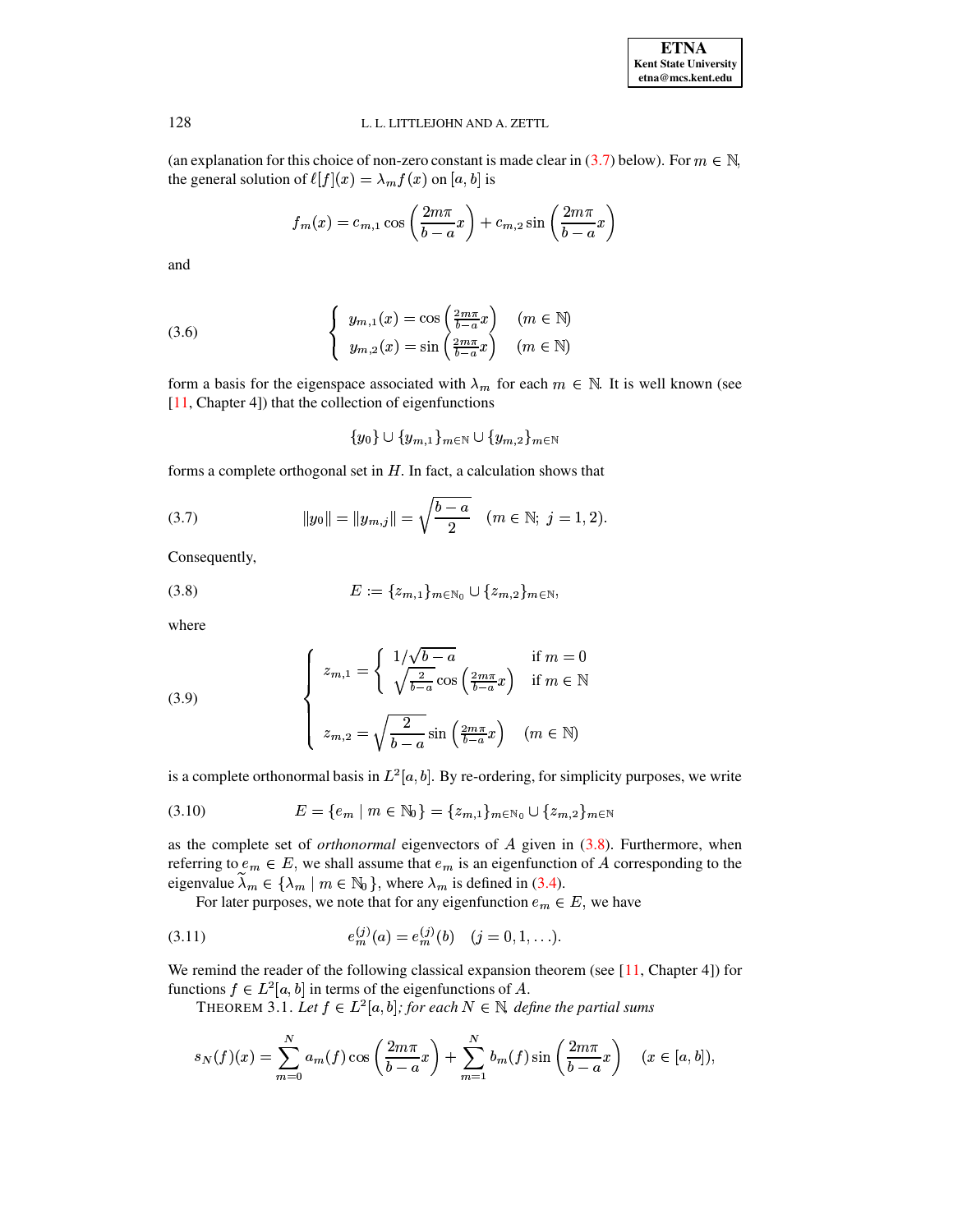(an explanation for this choice of non-zero constant is made clear in (3.7) below). For $m \in \mathbb{N}$, the general solution of $\ell[f](x) = \lambda_m f(x)$ on $[a, b]$ is

$$f_m(x) = c_{m,1} \cos\left(\frac{2m\pi}{b-a}x\right) + c_{m,2} \sin\left(\frac{2m\pi}{b-a}x\right)$$

and

$$\begin{cases} y_{m,1}(x) = \cos\left(\frac{2m\pi}{b-a}x\right) & (m \in \mathbb{N}) \\ y_{m,2}(x) = \sin\left(\frac{2m\pi}{b-a}x\right) & (m \in \mathbb{N}) \end{cases} \tag{3.6}$$

form a basis for the eigenspace associated with $\lambda_m$ for each $m \in \mathbb{N}$. It is well known (see [11, Chapter 4]) that the collection of eigenfunctions

$$\{y_0\} \cup \{y_{m,1}\}_{m \in \mathbb{N}} \cup \{y_{m,2}\}_{m \in \mathbb{N}}$$

forms a complete orthogonal set in $H$. In fact, a calculation shows that

$$\|y_0\| = \|y_{m,j}\| = \sqrt{\frac{b-a}{2}} \quad (m \in \mathbb{N};\ j = 1, 2). \tag{3.7}$$

Consequently,

$$E := \{z_{m,1}\}_{m \in \mathbb{N}_0} \cup \{z_{m,2}\}_{m \in \mathbb{N}}, \tag{3.8}$$

where

$$\begin{cases} z_{m,1} = \begin{cases} 1/\sqrt{b-a} & \text{if } m = 0 \\ \sqrt{\frac{2}{b-a}} \cos\left(\frac{2m\pi}{b-a}x\right) & \text{if } m \in \mathbb{N} \end{cases} \\ \\ z_{m,2} = \sqrt{\dfrac{2}{b-a}} \sin\left(\frac{2m\pi}{b-a}x\right) \quad (m \in \mathbb{N}) \end{cases} \tag{3.9}$$

is a complete orthonormal basis in $L^2[a, b]$. By re-ordering, for simplicity purposes, we write

$$E = \{e_m \mid m \in \mathbb{N}_0\} = \{z_{m,1}\}_{m \in \mathbb{N}_0} \cup \{z_{m,2}\}_{m \in \mathbb{N}} \tag{3.10}$$

as the complete set of *orthonormal* eigenvectors of $A$ given in (3.8). Furthermore, when referring to $e_m \in E$, we shall assume that $e_m$ is an eigenfunction of $A$ corresponding to the eigenvalue $\widetilde{\lambda}_m \in \{\lambda_m \mid m \in \mathbb{N}_0\}$, where $\lambda_m$ is defined in (3.4).

For later purposes, we note that for any eigenfunction $e_m \in E$, we have

$$e_m^{(j)}(a) = e_m^{(j)}(b) \quad (j = 0, 1, \ldots). \tag{3.11}$$

We remind the reader of the following classical expansion theorem (see [11, Chapter 4]) for functions $f \in L^2[a, b]$ in terms of the eigenfunctions of $A$.

THEOREM 3.1. *Let $f \in L^2[a, b]$; for each $N \in \mathbb{N}$, define the partial sums*

$$s_N(f)(x) = \sum_{m=0}^{N} a_m(f) \cos\left(\frac{2m\pi}{b-a}x\right) + \sum_{m=1}^{N} b_m(f) \sin\left(\frac{2m\pi}{b-a}x\right) \quad (x \in [a, b]),$$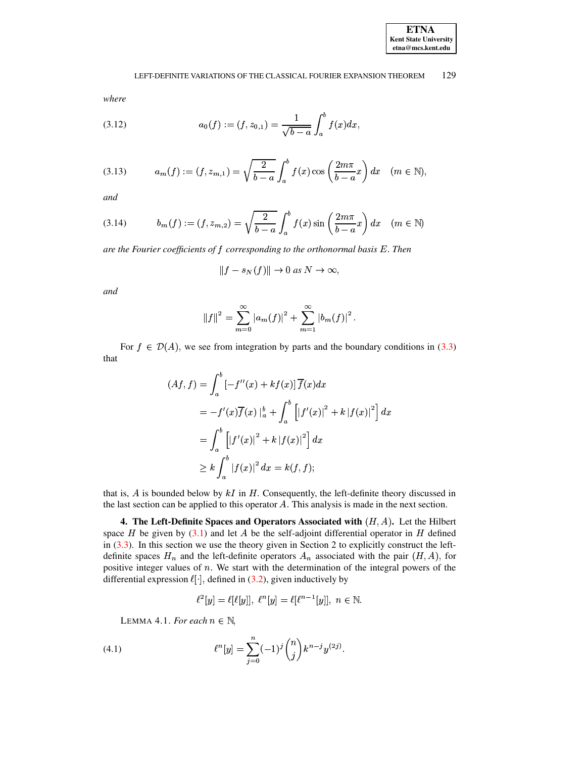*where*

$$a_0(f) := (f, z_{0,1}) = \frac{1}{\sqrt{b-a}} \int_a^b f(x) dx, \tag{3.12}$$

$$a_m(f) := (f, z_{m,1}) = \sqrt{\frac{2}{b-a}} \int_a^b f(x) \cos\left(\frac{2m\pi}{b-a}x\right) dx \quad (m \in \mathbb{N}), \tag{3.13}$$

*and*

$$b_m(f) := (f, z_{m,2}) = \sqrt{\frac{2}{b-a}} \int_a^b f(x) \sin\left(\frac{2m\pi}{b-a}x\right) dx \quad (m \in \mathbb{N}) \tag{3.14}$$

*are the Fourier coefficients of $f$ corresponding to the orthonormal basis $E$. Then*

$$\|f - s_N(f)\| \to 0 \text{ as } N \to \infty,$$

*and*

$$\|f\|^2 = \sum_{m=0}^{\infty} |a_m(f)|^2 + \sum_{m=1}^{\infty} |b_m(f)|^2.$$

For $f \in \mathcal{D}(A)$, we see from integration by parts and the boundary conditions in (3.3) that

$$\begin{aligned}
(Af, f) &= \int_a^b [-f''(x) + kf(x)]\, \overline{f}(x) dx \\
&= -f'(x)\overline{f}(x) \mid_a^b + \int_a^b \left[|f'(x)|^2 + k\,|f(x)|^2\right] dx \\
&= \int_a^b \left[|f'(x)|^2 + k\,|f(x)|^2\right] dx \\
&\geq k \int_a^b |f(x)|^2\, dx = k(f, f);
\end{aligned}$$

that is, $A$ is bounded below by $kI$ in $H$. Consequently, the left-definite theory discussed in the last section can be applied to this operator $A$. This analysis is made in the next section.

**4. The Left-Definite Spaces and Operators Associated with $(H, A)$.** Let the Hilbert space $H$ be given by (3.1) and let $A$ be the self-adjoint differential operator in $H$ defined in (3.3). In this section we use the theory given in Section 2 to explicitly construct the left-definite spaces $H_n$ and the left-definite operators $A_n$ associated with the pair $(H, A)$, for positive integer values of $n$. We start with the determination of the integral powers of the differential expression $\ell[\cdot]$, defined in (3.2), given inductively by

$$\ell^2[y] = \ell[\ell[y]],\ \ell^n[y] = \ell[\ell^{n-1}[y]],\ n \in \mathbb{N}.$$

LEMMA 4.1. *For each* $n \in \mathbb{N}$,

$$\ell^n[y] = \sum_{j=0}^{n} (-1)^j \binom{n}{j} k^{n-j} y^{(2j)}. \tag{4.1}$$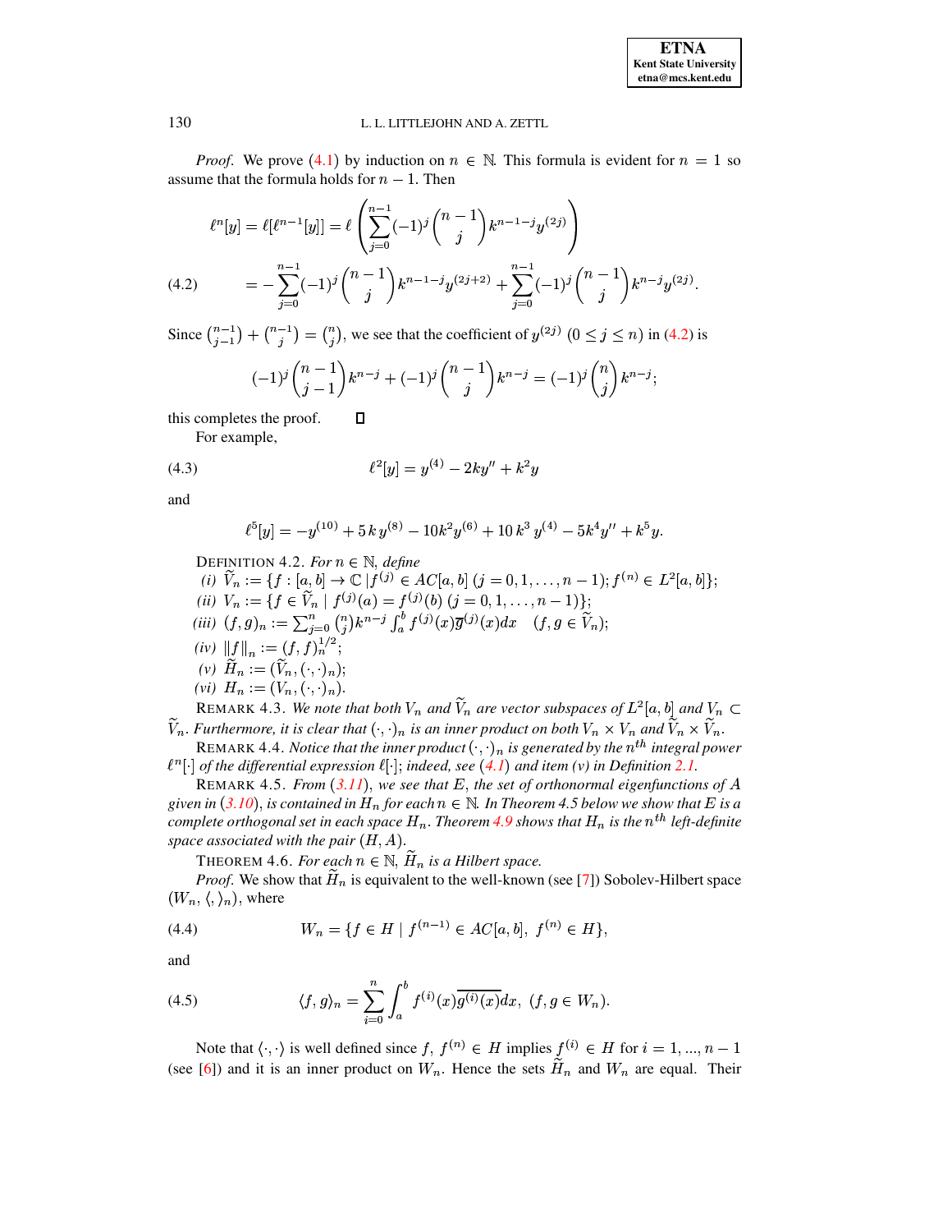*Proof*. We prove (4.1) by induction on $n \in \mathbb{N}$. This formula is evident for $n = 1$ so assume that the formula holds for $n-1$. Then

$$\ell^n[y] = \ell[\ell^{n-1}[y]] = \ell\left(\sum_{j=0}^{n-1}(-1)^j\binom{n-1}{j}k^{n-1-j}y^{(2j)}\right)$$

$$= -\sum_{j=0}^{n-1}(-1)^j\binom{n-1}{j}k^{n-1-j}y^{(2j+2)} + \sum_{j=0}^{n-1}(-1)^j\binom{n-1}{j}k^{n-j}y^{(2j)}. \tag{4.2}$$

Since $\binom{n-1}{j-1} + \binom{n-1}{j} = \binom{n}{j}$, we see that the coefficient of $y^{(2j)}$ $(0 \leq j \leq n)$ in (4.2) is

$$(-1)^j\binom{n-1}{j-1}k^{n-j} + (-1)^j\binom{n-1}{j}k^{n-j} = (-1)^j\binom{n}{j}k^{n-j};$$

this completes the proof. ◻

For example,

$$\ell^2[y] = y^{(4)} - 2ky'' + k^2y \tag{4.3}$$

and

$$\ell^5[y] = -y^{(10)} + 5\,k\,y^{(8)} - 10k^2y^{(6)} + 10\,k^3\,y^{(4)} - 5k^4y'' + k^5y.$$

DEFINITION 4.2. *For $n \in \mathbb{N}$, define*

*(i)* $\widetilde{V}_n := \{f : [a,b] \to \mathbb{C} \mid f^{(j)} \in AC[a,b]\ (j = 0,1,\ldots,n-1); f^{(n)} \in L^2[a,b]\}$;
*(ii)* $V_n := \{f \in \widetilde{V}_n \mid f^{(j)}(a) = f^{(j)}(b)\ (j = 0,1,\ldots,n-1)\}$;
*(iii)* $(f,g)_n := \sum_{j=0}^{n}\binom{n}{j}k^{n-j}\int_a^b f^{(j)}(x)\overline{g}^{(j)}(x)dx \quad (f,g \in \widetilde{V}_n)$;
*(iv)* $\|f\|_n := (f,f)_n^{1/2}$;
*(v)* $\widetilde{H}_n := (\widetilde{V}_n, (\cdot,\cdot)_n)$;
*(vi)* $H_n := (V_n, (\cdot,\cdot)_n)$.

REMARK 4.3. *We note that both $V_n$ and $\widetilde{V}_n$ are vector subspaces of $L^2[a,b]$ and $V_n \subset \widetilde{V}_n$. Furthermore, it is clear that $(\cdot,\cdot)_n$ is an inner product on both $V_n \times V_n$ and $\widetilde{V}_n \times \widetilde{V}_n$.*

REMARK 4.4. *Notice that the inner product $(\cdot,\cdot)_n$ is generated by the $n^{th}$ integral power $\ell^n[\cdot]$ of the differential expression $\ell[\cdot]$; indeed, see (4.1) and item (v) in Definition 2.1.*

REMARK 4.5. *From (3.11), we see that $E$, the set of orthonormal eigenfunctions of $A$ given in (3.10), is contained in $H_n$ for each $n \in \mathbb{N}$. In Theorem 4.5 below we show that $E$ is a complete orthogonal set in each space $H_n$. Theorem 4.9 shows that $H_n$ is the $n^{th}$ left-definite space associated with the pair $(H, A)$.*

THEOREM 4.6. *For each $n \in \mathbb{N}$, $\widetilde{H}_n$ is a Hilbert space.*

*Proof.* We show that $\widetilde{H}_n$ is equivalent to the well-known (see [7]) Sobolev-Hilbert space $(W_n, \langle,\rangle_n)$, where

$$W_n = \{f \in H \mid f^{(n-1)} \in AC[a,b],\ f^{(n)} \in H\}, \tag{4.4}$$

and

$$\langle f,g\rangle_n = \sum_{i=0}^{n}\int_a^b f^{(i)}(x)\overline{g^{(i)}(x)}dx,\ (f,g \in W_n). \tag{4.5}$$

Note that $\langle\cdot,\cdot\rangle$ is well defined since $f,\ f^{(n)} \in H$ implies $f^{(i)} \in H$ for $i = 1,\ldots,n-1$ (see [6]) and it is an inner product on $W_n$. Hence the sets $\widetilde{H}_n$ and $W_n$ are equal. Their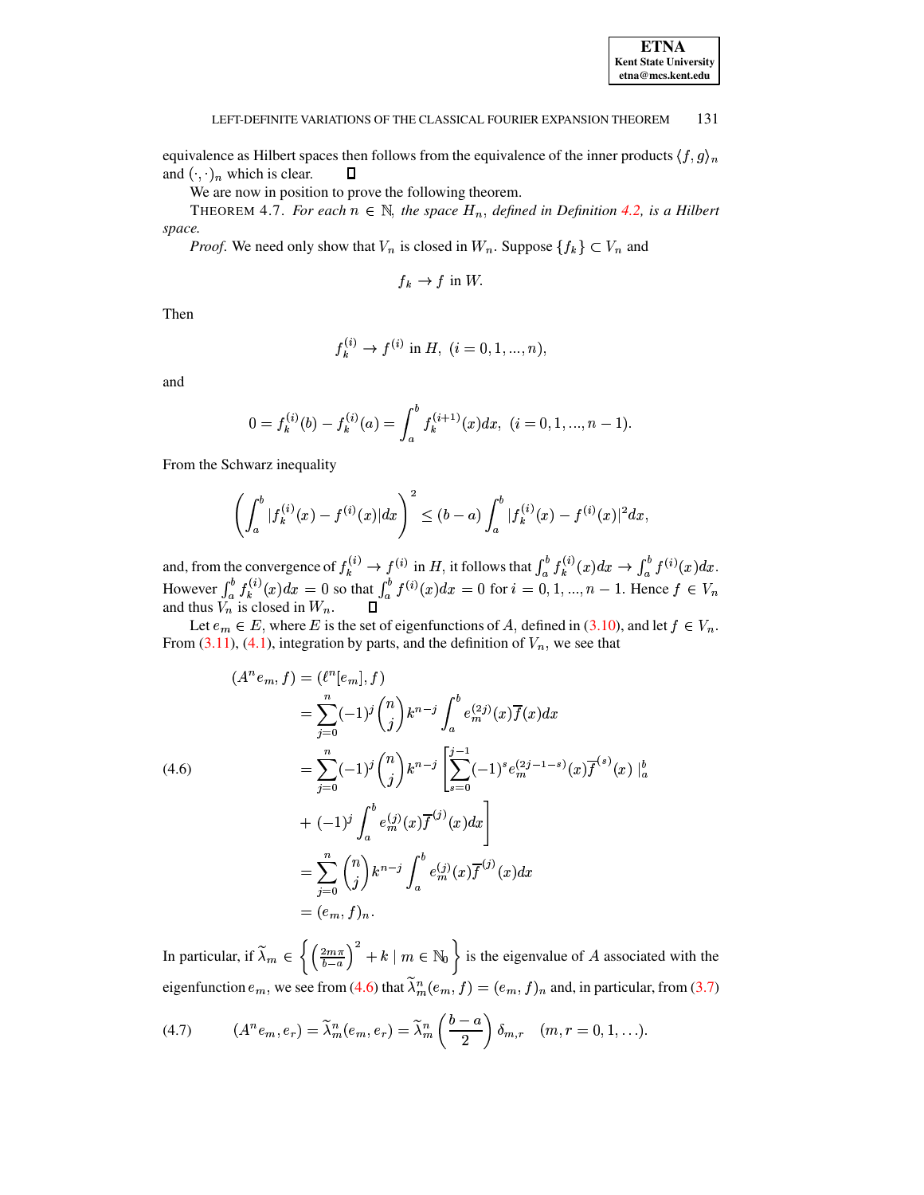equivalence as Hilbert spaces then follows from the equivalence of the inner products $\langle f, g\rangle_n$ and $(\cdot,\cdot)_n$ which is clear. $\square$

We are now in position to prove the following theorem.

THEOREM 4.7. *For each $n \in \mathbb{N}$, the space $H_n$, defined in Definition 4.2, is a Hilbert space.*

*Proof.* We need only show that $V_n$ is closed in $W_n$. Suppose $\{f_k\} \subset V_n$ and

$$f_k \to f \text{ in } W.$$

Then

$$f_k^{(i)} \to f^{(i)} \text{ in } H, \; (i = 0, 1, ..., n),$$

and

$$0 = f_k^{(i)}(b) - f_k^{(i)}(a) = \int_a^b f_k^{(i+1)}(x)dx, \; (i = 0, 1, ..., n-1).$$

From the Schwarz inequality

$$\left(\int_a^b |f_k^{(i)}(x) - f^{(i)}(x)|dx\right)^2 \le (b-a)\int_a^b |f_k^{(i)}(x) - f^{(i)}(x)|^2 dx,$$

and, from the convergence of $f_k^{(i)} \to f^{(i)}$ in $H$, it follows that $\int_a^b f_k^{(i)}(x)dx \to \int_a^b f^{(i)}(x)dx$. However $\int_a^b f_k^{(i)}(x)dx = 0$ so that $\int_a^b f^{(i)}(x)dx = 0$ for $i = 0, 1, ..., n-1$. Hence $f \in V_n$ and thus $V_n$ is closed in $W_n$. $\square$

Let $e_m \in E$, where $E$ is the set of eigenfunctions of $A$, defined in (3.10), and let $f \in V_n$. From (3.11), (4.1), integration by parts, and the definition of $V_n$, we see that

$$
\begin{aligned}
(A^n e_m, f) &= (\ell^n[e_m], f) \\
&= \sum_{j=0}^{n} (-1)^j \binom{n}{j} k^{n-j} \int_a^b e_m^{(2j)}(x)\overline{f}(x)dx \\
&= \sum_{j=0}^{n} (-1)^j \binom{n}{j} k^{n-j} \left[\sum_{s=0}^{j-1} (-1)^s e_m^{(2j-1-s)}(x)\overline{f}^{(s)}(x) \mid_a^b \right. \\
&\quad \left. + (-1)^j \int_a^b e_m^{(j)}(x)\overline{f}^{(j)}(x)dx \right] \\
&= \sum_{j=0}^{n} \binom{n}{j} k^{n-j} \int_a^b e_m^{(j)}(x)\overline{f}^{(j)}(x)dx \\
&= (e_m, f)_n.
\end{aligned}
\tag{4.6}
$$

In particular, if $\widetilde{\lambda}_m \in \left\{ \left(\frac{2m\pi}{b-a}\right)^2 + k \mid m \in \mathbb{N}_0 \right\}$ is the eigenvalue of $A$ associated with the eigenfunction $e_m$, we see from (4.6) that $\widetilde{\lambda}_m^n(e_m, f) = (e_m, f)_n$ and, in particular, from (3.7)

$$(A^n e_m, e_r) = \widetilde{\lambda}_m^n (e_m, e_r) = \widetilde{\lambda}_m^n \left(\frac{b-a}{2}\right)\delta_{m,r} \quad (m, r = 0, 1, \ldots). \tag{4.7}$$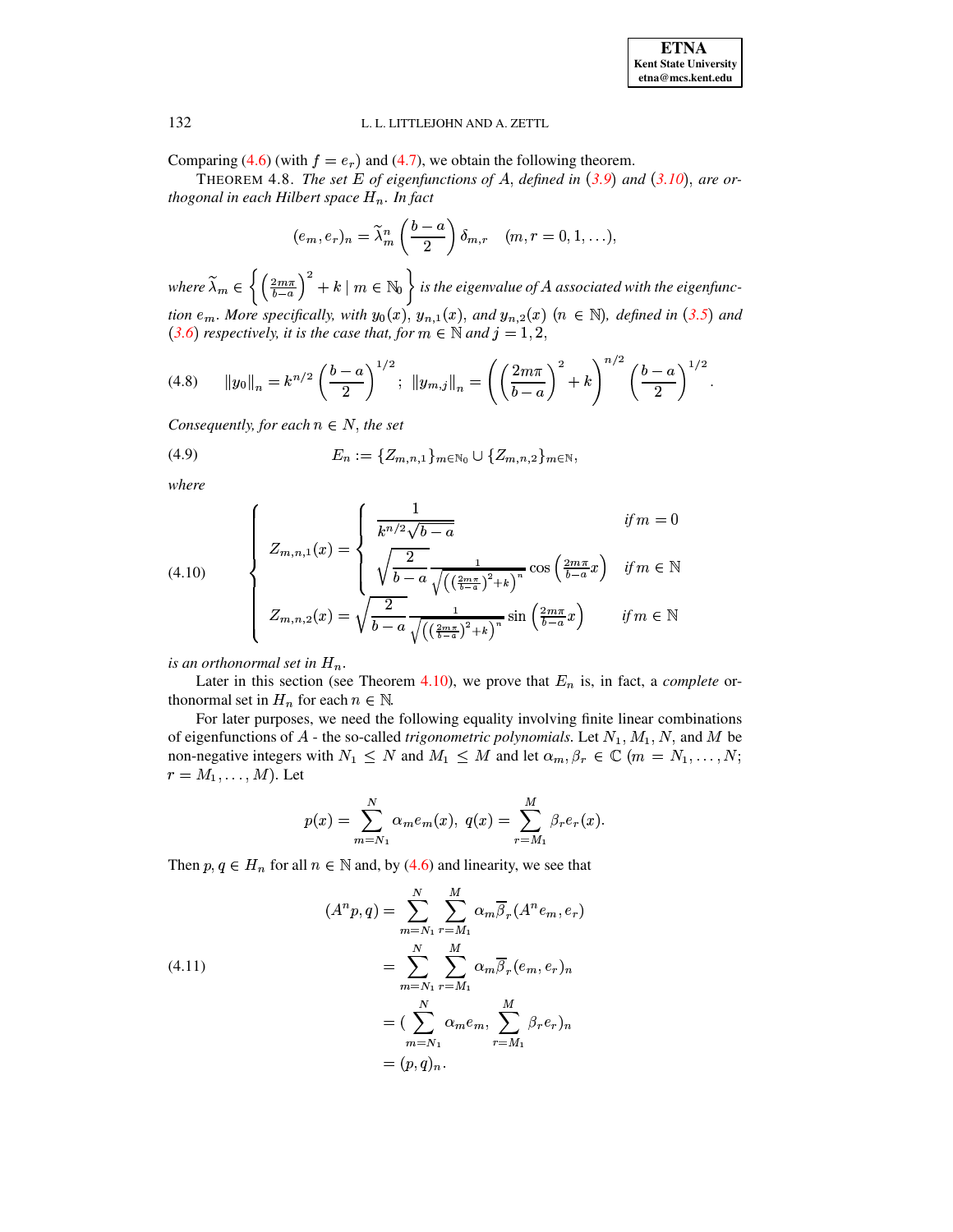Comparing (4.6) (with $f = e_r$) and (4.7), we obtain the following theorem.

THEOREM 4.8. *The set $E$ of eigenfunctions of $A$, defined in (3.9) and (3.10), are orthogonal in each Hilbert space $H_n$. In fact*

$$(e_m, e_r)_n = \widetilde{\lambda}_m^n \left(\frac{b-a}{2}\right) \delta_{m,r} \quad (m, r = 0, 1, \ldots),$$

*where $\widetilde{\lambda}_m \in \left\{ \left(\frac{2m\pi}{b-a}\right)^2 + k \mid m \in \mathbb{N}_0 \right\}$ is the eigenvalue of $A$ associated with the eigenfunction $e_m$. More specifically, with $y_0(x)$, $y_{n,1}(x)$, and $y_{n,2}(x)$ $(n \in \mathbb{N})$, defined in (3.5) and (3.6) respectively, it is the case that, for $m \in \mathbb{N}$ and $j = 1, 2$,*

$$\|y_0\|_n = k^{n/2} \left(\frac{b-a}{2}\right)^{1/2}; \ \|y_{m,j}\|_n = \left(\left(\frac{2m\pi}{b-a}\right)^2 + k\right)^{n/2} \left(\frac{b-a}{2}\right)^{1/2}. \tag{4.8}$$

*Consequently, for each $n \in N$, the set*

$$E_n := \{Z_{m,n,1}\}_{m \in \mathbb{N}_0} \cup \{Z_{m,n,2}\}_{m \in \mathbb{N}}, \tag{4.9}$$

*where*

$$\begin{cases} Z_{m,n,1}(x) = \begin{cases} \dfrac{1}{k^{n/2}\sqrt{b-a}} & \text{if } m = 0 \\ \sqrt{\dfrac{2}{b-a}} \dfrac{1}{\sqrt{\left(\left(\frac{2m\pi}{b-a}\right)^2 + k\right)^n}} \cos\left(\frac{2m\pi}{b-a}x\right) & \text{if } m \in \mathbb{N} \end{cases} \\ Z_{m,n,2}(x) = \sqrt{\dfrac{2}{b-a}} \dfrac{1}{\sqrt{\left(\left(\frac{2m\pi}{b-a}\right)^2 + k\right)^n}} \sin\left(\frac{2m\pi}{b-a}x\right) \qquad \text{if } m \in \mathbb{N} \end{cases} \tag{4.10}$$

*is an orthonormal set in $H_n$.*

Later in this section (see Theorem 4.10), we prove that $E_n$ is, in fact, a *complete* orthonormal set in $H_n$ for each $n \in \mathbb{N}$.

For later purposes, we need the following equality involving finite linear combinations of eigenfunctions of $A$ - the so-called *trigonometric polynomials*. Let $N_1$, $M_1$, $N$, and $M$ be non-negative integers with $N_1 \leq N$ and $M_1 \leq M$ and let $\alpha_m, \beta_r \in \mathbb{C}$ $(m = N_1, \ldots, N$; $r = M_1, \ldots, M)$. Let

$$p(x) = \sum_{m=N_1}^{N} \alpha_m e_m(x), \ q(x) = \sum_{r=M_1}^{M} \beta_r e_r(x).$$

Then $p, q \in H_n$ for all $n \in \mathbb{N}$ and, by (4.6) and linearity, we see that

$$\begin{aligned} (A^n p, q) &= \sum_{m=N_1}^{N} \sum_{r=M_1}^{M} \alpha_m \overline{\beta}_r (A^n e_m, e_r) \\ &= \sum_{m=N_1}^{N} \sum_{r=M_1}^{M} \alpha_m \overline{\beta}_r (e_m, e_r)_n \\ &= (\sum_{m=N_1}^{N} \alpha_m e_m, \sum_{r=M_1}^{M} \beta_r e_r)_n \\ &= (p, q)_n. \end{aligned} \tag{4.11}$$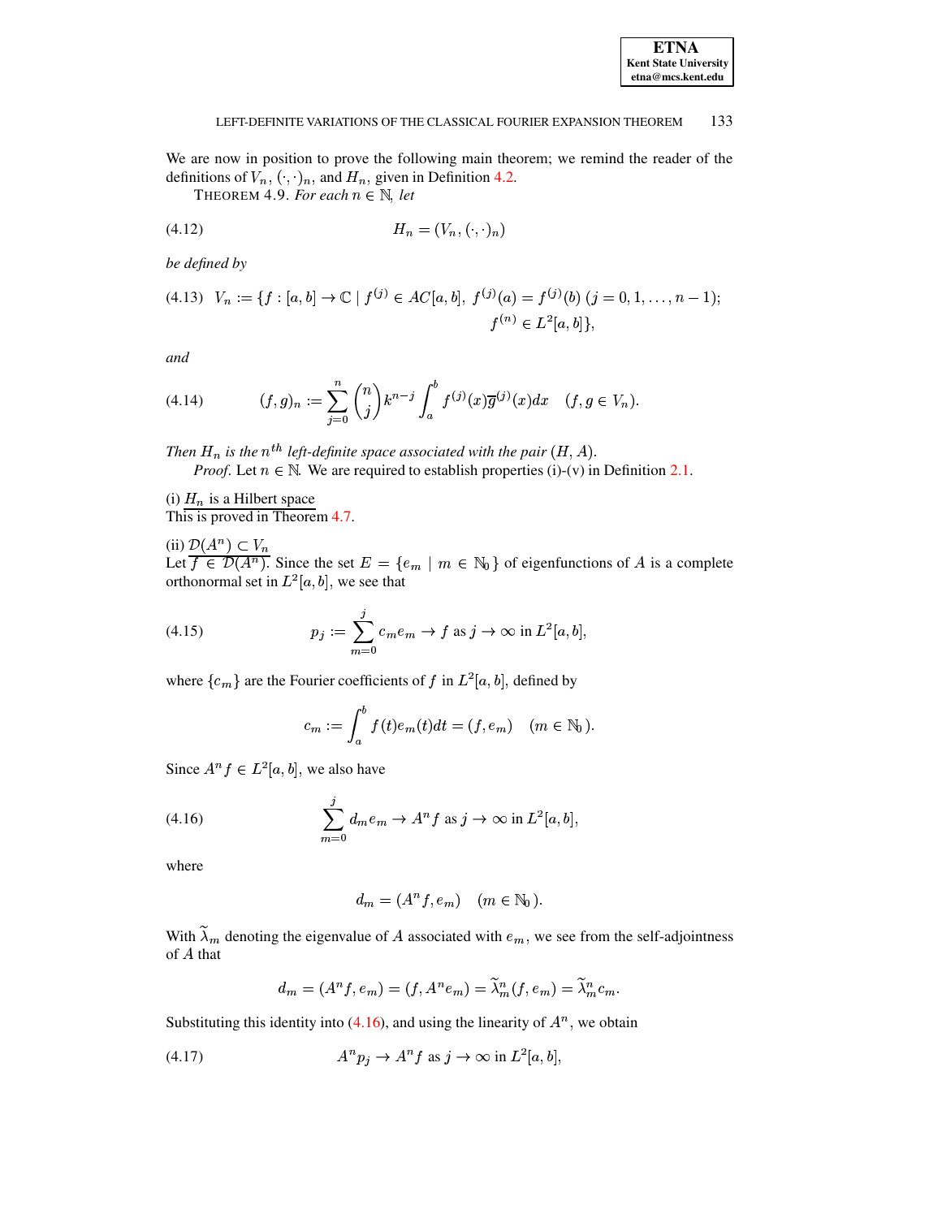We are now in position to prove the following main theorem; we remind the reader of the definitions of $V_n$, $(\cdot,\cdot)_n$, and $H_n$, given in Definition 4.2.

THEOREM 4.9. *For each $n \in \mathbb{N}$, let*

$$H_n = (V_n, (\cdot,\cdot)_n) \tag{4.12}$$

*be defined by*

$$V_n := \{f : [a,b] \to \mathbb{C} \mid f^{(j)} \in AC[a,b],\ f^{(j)}(a) = f^{(j)}(b)\ (j = 0, 1, \ldots, n-1);\ f^{(n)} \in L^2[a,b]\}, \tag{4.13}$$

*and*

$$(f,g)_n := \sum_{j=0}^{n} \binom{n}{j} k^{n-j} \int_a^b f^{(j)}(x)\overline{g}^{(j)}(x)dx \quad (f,g \in V_n). \tag{4.14}$$

*Then $H_n$ is the $n^{th}$ left-definite space associated with the pair $(H, A)$.*

*Proof*. Let $n \in \mathbb{N}$. We are required to establish properties (i)-(v) in Definition 2.1.

(i) $H_n$ is a Hilbert space
This is proved in Theorem 4.7.

(ii) $\mathcal{D}(A^n) \subset V_n$
Let $f \in \mathcal{D}(A^n)$. Since the set $E = \{e_m \mid m \in \mathbb{N}_0\}$ of eigenfunctions of $A$ is a complete orthonormal set in $L^2[a,b]$, we see that

$$p_j := \sum_{m=0}^{j} c_m e_m \to f \text{ as } j \to \infty \text{ in } L^2[a,b], \tag{4.15}$$

where $\{c_m\}$ are the Fourier coefficients of $f$ in $L^2[a,b]$, defined by

$$c_m := \int_a^b f(t)e_m(t)dt = (f, e_m) \quad (m \in \mathbb{N}_0).$$

Since $A^n f \in L^2[a,b]$, we also have

$$\sum_{m=0}^{j} d_m e_m \to A^n f \text{ as } j \to \infty \text{ in } L^2[a,b], \tag{4.16}$$

where

$$d_m = (A^n f, e_m) \quad (m \in \mathbb{N}_0).$$

With $\widetilde{\lambda}_m$ denoting the eigenvalue of $A$ associated with $e_m$, we see from the self-adjointness of $A$ that

$$d_m = (A^n f, e_m) = (f, A^n e_m) = \widetilde{\lambda}_m^n (f, e_m) = \widetilde{\lambda}_m^n c_m.$$

Substituting this identity into (4.16), and using the linearity of $A^n$, we obtain

$$A^n p_j \to A^n f \text{ as } j \to \infty \text{ in } L^2[a,b], \tag{4.17}$$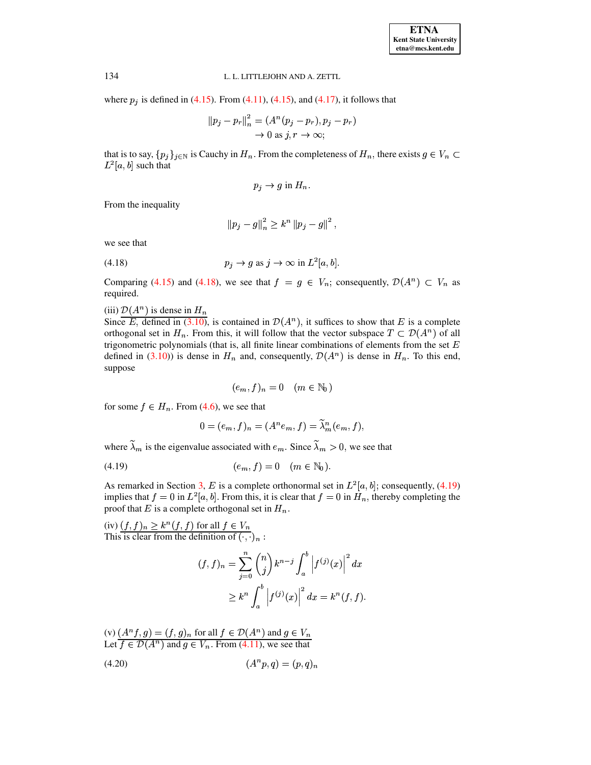where $p_j$ is defined in (4.15). From (4.11), (4.15), and (4.17), it follows that

$$\begin{aligned}\|p_j - p_r\|_n^2 &= (A^n(p_j - p_r), p_j - p_r) \\ &\to 0 \text{ as } j, r \to \infty;\end{aligned}$$

that is to say, $\{p_j\}_{j\in\mathbb{N}}$ is Cauchy in $H_n$. From the completeness of $H_n$, there exists $g \in V_n \subset L^2[a,b]$ such that

$$p_j \to g \text{ in } H_n.$$

From the inequality

$$\|p_j - g\|_n^2 \geq k^n \|p_j - g\|^2,$$

we see that

$$p_j \to g \text{ as } j \to \infty \text{ in } L^2[a,b]. \tag{4.18}$$

Comparing (4.15) and (4.18), we see that $f = g \in V_n$; consequently, $\mathcal{D}(A^n) \subset V_n$ as required.

(iii) $\underline{\mathcal{D}(A^n) \text{ is dense in } H_n}$
Since $E$, defined in (3.10), is contained in $\mathcal{D}(A^n)$, it suffices to show that $E$ is a complete orthogonal set in $H_n$. From this, it will follow that the vector subspace $T \subset \mathcal{D}(A^n)$ of all trigonometric polynomials (that is, all finite linear combinations of elements from the set $E$ defined in (3.10)) is dense in $H_n$ and, consequently, $\mathcal{D}(A^n)$ is dense in $H_n$. To this end, suppose

$$(e_m, f)_n = 0 \quad (m \in \mathbb{N}_0)$$

for some $f \in H_n$. From (4.6), we see that

$$0 = (e_m, f)_n = (A^n e_m, f) = \widetilde{\lambda}_m^n (e_m, f),$$

where $\widetilde{\lambda}_m$ is the eigenvalue associated with $e_m$. Since $\widetilde{\lambda}_m > 0$, we see that

$$(e_m, f) = 0 \quad (m \in \mathbb{N}_0). \tag{4.19}$$

As remarked in Section 3, $E$ is a complete orthonormal set in $L^2[a,b]$; consequently, (4.19) implies that $f = 0$ in $L^2[a,b]$. From this, it is clear that $f = 0$ in $H_n$, thereby completing the proof that $E$ is a complete orthogonal set in $H_n$.

(iv) $\underline{(f,f)_n \geq k^n (f,f) \text{ for all } f \in V_n}$
This is clear from the definition of $(\cdot,\cdot)_n$ :

$$\begin{aligned}(f,f)_n &= \sum_{j=0}^{n} \binom{n}{j} k^{n-j} \int_a^b \left|f^{(j)}(x)\right|^2 dx \\ &\geq k^n \int_a^b \left|f^{(j)}(x)\right|^2 dx = k^n (f,f).\end{aligned}$$

(v) $\underline{(A^n f, g) = (f,g)_n \text{ for all } f \in \mathcal{D}(A^n) \text{ and } g \in V_n}$
Let $f \in \mathcal{D}(A^n)$ and $g \in V_n$. From (4.11), we see that

$$(A^n p, q) = (p, q)_n \tag{4.20}$$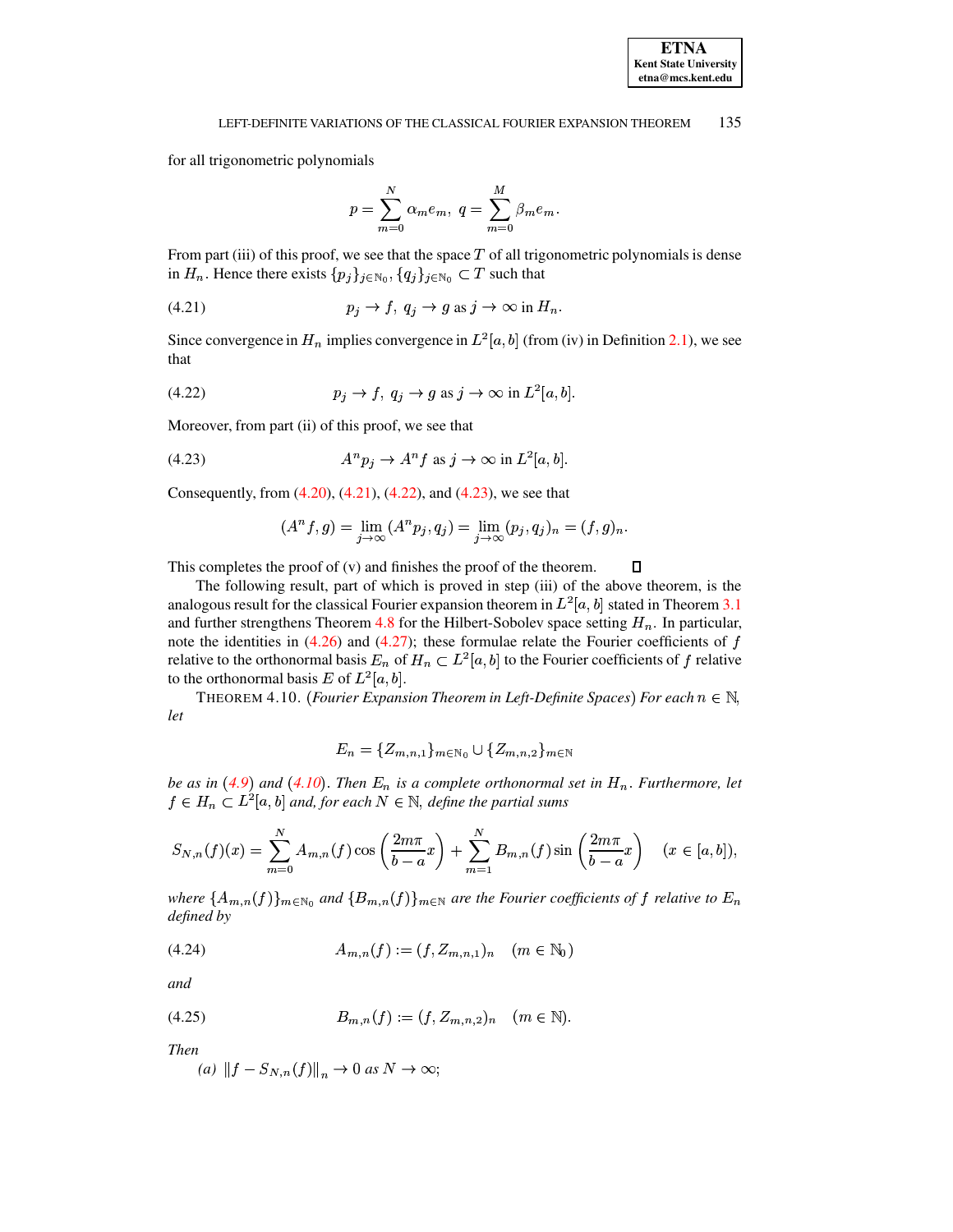for all trigonometric polynomials

$$p=\sum_{m=0}^{N}\alpha_m e_m,\ q=\sum_{m=0}^{M}\beta_m e_m.$$

From part (iii) of this proof, we see that the space $T$ of all trigonometric polynomials is dense in $H_n$. Hence there exists $\{p_j\}_{j\in\mathbb{N}_0}, \{q_j\}_{j\in\mathbb{N}_0}\subset T$ such that

$$p_j\to f,\ q_j\to g \text{ as } j\to\infty \text{ in } H_n. \tag{4.21}$$

Since convergence in $H_n$ implies convergence in $L^2[a,b]$ (from (iv) in Definition 2.1), we see that

$$p_j\to f,\ q_j\to g \text{ as } j\to\infty \text{ in } L^2[a,b]. \tag{4.22}$$

Moreover, from part (ii) of this proof, we see that

$$A^n p_j\to A^n f \text{ as } j\to\infty \text{ in } L^2[a,b]. \tag{4.23}$$

Consequently, from (4.20), (4.21), (4.22), and (4.23), we see that

$$(A^n f,g)=\lim_{j\to\infty}(A^n p_j,q_j)=\lim_{j\to\infty}(p_j,q_j)_n=(f,g)_n.$$

This completes the proof of (v) and finishes the proof of the theorem. □

The following result, part of which is proved in step (iii) of the above theorem, is the analogous result for the classical Fourier expansion theorem in $L^2[a,b]$ stated in Theorem 3.1 and further strengthens Theorem 4.8 for the Hilbert-Sobolev space setting $H_n$. In particular, note the identities in (4.26) and (4.27); these formulae relate the Fourier coefficients of $f$ relative to the orthonormal basis $E_n$ of $H_n\subset L^2[a,b]$ to the Fourier coefficients of $f$ relative to the orthonormal basis $E$ of $L^2[a,b]$.

THEOREM 4.10. (*Fourier Expansion Theorem in Left-Definite Spaces*) *For each $n\in\mathbb{N}$, let*

$$E_n=\{Z_{m,n,1}\}_{m\in\mathbb{N}_0}\cup\{Z_{m,n,2}\}_{m\in\mathbb{N}}$$

*be as in (4.9) and (4.10). Then $E_n$ is a complete orthonormal set in $H_n$. Furthermore, let $f\in H_n\subset L^2[a,b]$ and, for each $N\in\mathbb{N}$, define the partial sums*

$$S_{N,n}(f)(x)=\sum_{m=0}^{N}A_{m,n}(f)\cos\left(\frac{2m\pi}{b-a}x\right)+\sum_{m=1}^{N}B_{m,n}(f)\sin\left(\frac{2m\pi}{b-a}x\right)\quad (x\in[a,b]),$$

*where $\{A_{m,n}(f)\}_{m\in\mathbb{N}_0}$ and $\{B_{m,n}(f)\}_{m\in\mathbb{N}}$ are the Fourier coefficients of $f$ relative to $E_n$ defined by*

$$A_{m,n}(f):=(f,Z_{m,n,1})_n\quad (m\in\mathbb{N}_0) \tag{4.24}$$

*and*

$$B_{m,n}(f):=(f,Z_{m,n,2})_n\quad (m\in\mathbb{N}). \tag{4.25}$$

*Then*

*(a)* $\left\|f-S_{N,n}(f)\right\|_n\to 0$ *as* $N\to\infty$;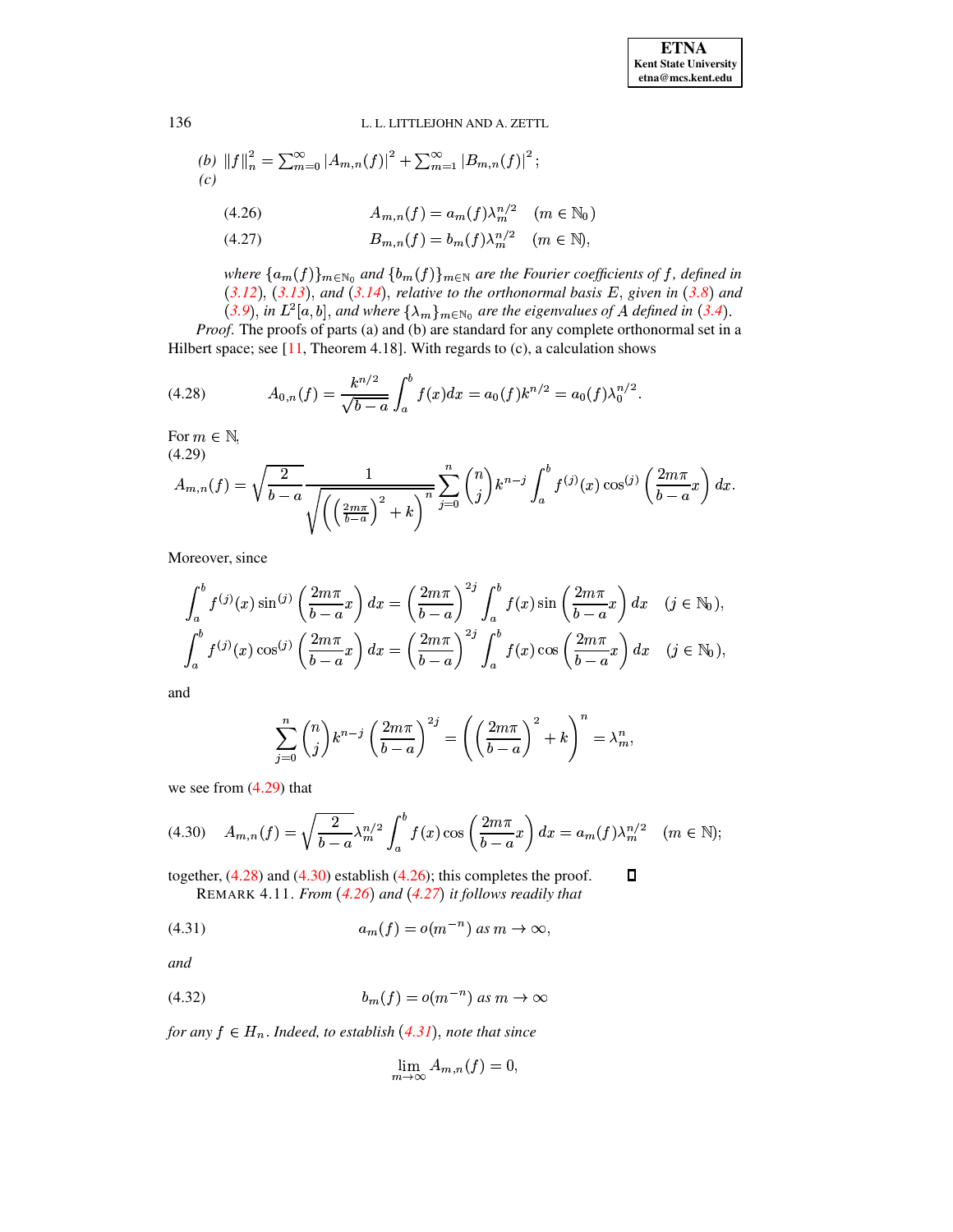(b) $\|f\|_n^2 = \sum_{m=0}^{\infty} |A_{m,n}(f)|^2 + \sum_{m=1}^{\infty} |B_{m,n}(f)|^2$;
(c)

$$A_{m,n}(f) = a_m(f)\lambda_m^{n/2} \quad (m \in \mathbb{N}_0) \tag{4.26}$$

$$B_{m,n}(f) = b_m(f)\lambda_m^{n/2} \quad (m \in \mathbb{N}), \tag{4.27}$$

*where $\{a_m(f)\}_{m\in\mathbb{N}_0}$ and $\{b_m(f)\}_{m\in\mathbb{N}}$ are the Fourier coefficients of $f$, defined in (3.12), (3.13), and (3.14), relative to the orthonormal basis $E$, given in (3.8) and (3.9), in $L^2[a,b]$, and where $\{\lambda_m\}_{m\in\mathbb{N}_0}$ are the eigenvalues of $A$ defined in (3.4).*

*Proof.* The proofs of parts (a) and (b) are standard for any complete orthonormal set in a Hilbert space; see [11, Theorem 4.18]. With regards to (c), a calculation shows

$$A_{0,n}(f) = \frac{k^{n/2}}{\sqrt{b-a}} \int_a^b f(x)dx = a_0(f)k^{n/2} = a_0(f)\lambda_0^{n/2}. \tag{4.28}$$

For $m \in \mathbb{N}$,
(4.29)

$$A_{m,n}(f) = \sqrt{\frac{2}{b-a}} \frac{1}{\sqrt{\left(\left(\frac{2m\pi}{b-a}\right)^2 + k\right)^n}} \sum_{j=0}^{n} \binom{n}{j} k^{n-j} \int_a^b f^{(j)}(x) \cos^{(j)}\left(\frac{2m\pi}{b-a}x\right) dx.$$

Moreover, since

$$\int_a^b f^{(j)}(x) \sin^{(j)}\left(\frac{2m\pi}{b-a}x\right) dx = \left(\frac{2m\pi}{b-a}\right)^{2j} \int_a^b f(x) \sin\left(\frac{2m\pi}{b-a}x\right) dx \quad (j \in \mathbb{N}_0),$$

$$\int_a^b f^{(j)}(x) \cos^{(j)}\left(\frac{2m\pi}{b-a}x\right) dx = \left(\frac{2m\pi}{b-a}\right)^{2j} \int_a^b f(x) \cos\left(\frac{2m\pi}{b-a}x\right) dx \quad (j \in \mathbb{N}_0),$$

and

$$\sum_{j=0}^{n} \binom{n}{j} k^{n-j} \left(\frac{2m\pi}{b-a}\right)^{2j} = \left(\left(\frac{2m\pi}{b-a}\right)^2 + k\right)^n = \lambda_m^n,$$

we see from (4.29) that

$$A_{m,n}(f) = \sqrt{\frac{2}{b-a}} \lambda_m^{n/2} \int_a^b f(x) \cos\left(\frac{2m\pi}{b-a}x\right) dx = a_m(f)\lambda_m^{n/2} \quad (m \in \mathbb{N}); \tag{4.30}$$

together, (4.28) and (4.30) establish (4.26); this completes the proof. ◻

REMARK 4.11. *From (4.26) and (4.27) it follows readily that*

$$a_m(f) = o(m^{-n}) \text{ as } m \to \infty, \tag{4.31}$$

*and*

$$b_m(f) = o(m^{-n}) \text{ as } m \to \infty \tag{4.32}$$

*for any $f \in H_n$. Indeed, to establish (4.31), note that since*

$$\lim_{m\to\infty} A_{m,n}(f) = 0,$$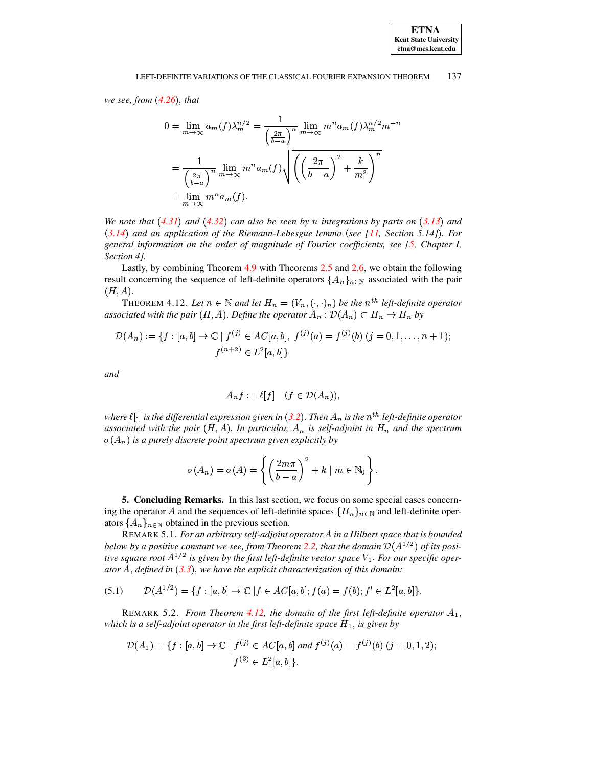*we see, from (4.26), that*

$$
\begin{aligned}
0 = \lim_{m\to\infty} a_m(f)\lambda_m^{n/2} &= \frac{1}{\left(\frac{2\pi}{b-a}\right)^n} \lim_{m\to\infty} m^n a_m(f)\lambda_m^{n/2} m^{-n} \\
&= \frac{1}{\left(\frac{2\pi}{b-a}\right)^n} \lim_{m\to\infty} m^n a_m(f) \sqrt{\left(\left(\frac{2\pi}{b-a}\right)^2 + \frac{k}{m^2}\right)^n} \\
&= \lim_{m\to\infty} m^n a_m(f).
\end{aligned}
$$

*We note that (4.31) and (4.32) can also be seen by $n$ integrations by parts on (3.13) and (3.14) and an application of the Riemann-Lebesgue lemma (see [11, Section 5.14]). For general information on the order of magnitude of Fourier coefficients, see [5, Chapter I, Section 4].*

Lastly, by combining Theorem 4.9 with Theorems 2.5 and 2.6, we obtain the following result concerning the sequence of left-definite operators $\{A_n\}_{n\in\mathbb{N}}$ associated with the pair $(H, A)$.

THEOREM 4.12. *Let $n \in \mathbb{N}$ and let $H_n = (V_n, (\cdot,\cdot)_n)$ be the $n^{th}$ left-definite operator associated with the pair $(H, A)$. Define the operator $A_n : \mathcal{D}(A_n) \subset H_n \to H_n$ by*

$$
\begin{aligned}
\mathcal{D}(A_n) := \{f : [a,b] \to \mathbb{C} \mid f^{(j)} \in AC[a,b],\ f^{(j)}(a) = f^{(j)}(b)\ (j = 0, 1, \ldots, n+1); \\
f^{(n+2)} \in L^2[a,b]\}
\end{aligned}
$$

*and*

$$
A_n f := \ell[f] \quad (f \in \mathcal{D}(A_n)),
$$

*where $\ell[\cdot]$ is the differential expression given in (3.2). Then $A_n$ is the $n^{th}$ left-definite operator associated with the pair $(H, A)$. In particular, $A_n$ is self-adjoint in $H_n$ and the spectrum $\sigma(A_n)$ is a purely discrete point spectrum given explicitly by*

$$
\sigma(A_n) = \sigma(A) = \left\{ \left(\frac{2m\pi}{b-a}\right)^2 + k \mid m \in \mathbb{N}_0 \right\}.
$$

## 5. Concluding Remarks.

In this last section, we focus on some special cases concerning the operator $A$ and the sequences of left-definite spaces $\{H_n\}_{n\in\mathbb{N}}$ and left-definite operators $\{A_n\}_{n\in\mathbb{N}}$ obtained in the previous section.

REMARK 5.1. *For an arbitrary self-adjoint operator $A$ in a Hilbert space that is bounded below by a positive constant we see, from Theorem 2.2, that the domain $\mathcal{D}(A^{1/2})$ of its positive square root $A^{1/2}$ is given by the first left-definite vector space $V_1$. For our specific operator $A$, defined in (3.3), we have the explicit characterization of this domain:*

$$
\mathcal{D}(A^{1/2}) = \{f : [a,b] \to \mathbb{C} \mid f \in AC[a,b]; f(a) = f(b); f' \in L^2[a,b]\}. \tag{5.1}
$$

REMARK 5.2. *From Theorem 4.12, the domain of the first left-definite operator $A_1$, which is a self-adjoint operator in the first left-definite space $H_1$, is given by*

$$
\begin{aligned}
\mathcal{D}(A_1) = \{f : [a,b] \to \mathbb{C} \mid f^{(j)} \in AC[a,b] \text{ and } f^{(j)}(a) = f^{(j)}(b)\ (j = 0, 1, 2); \\
f^{(3)} \in L^2[a,b]\}.
\end{aligned}
$$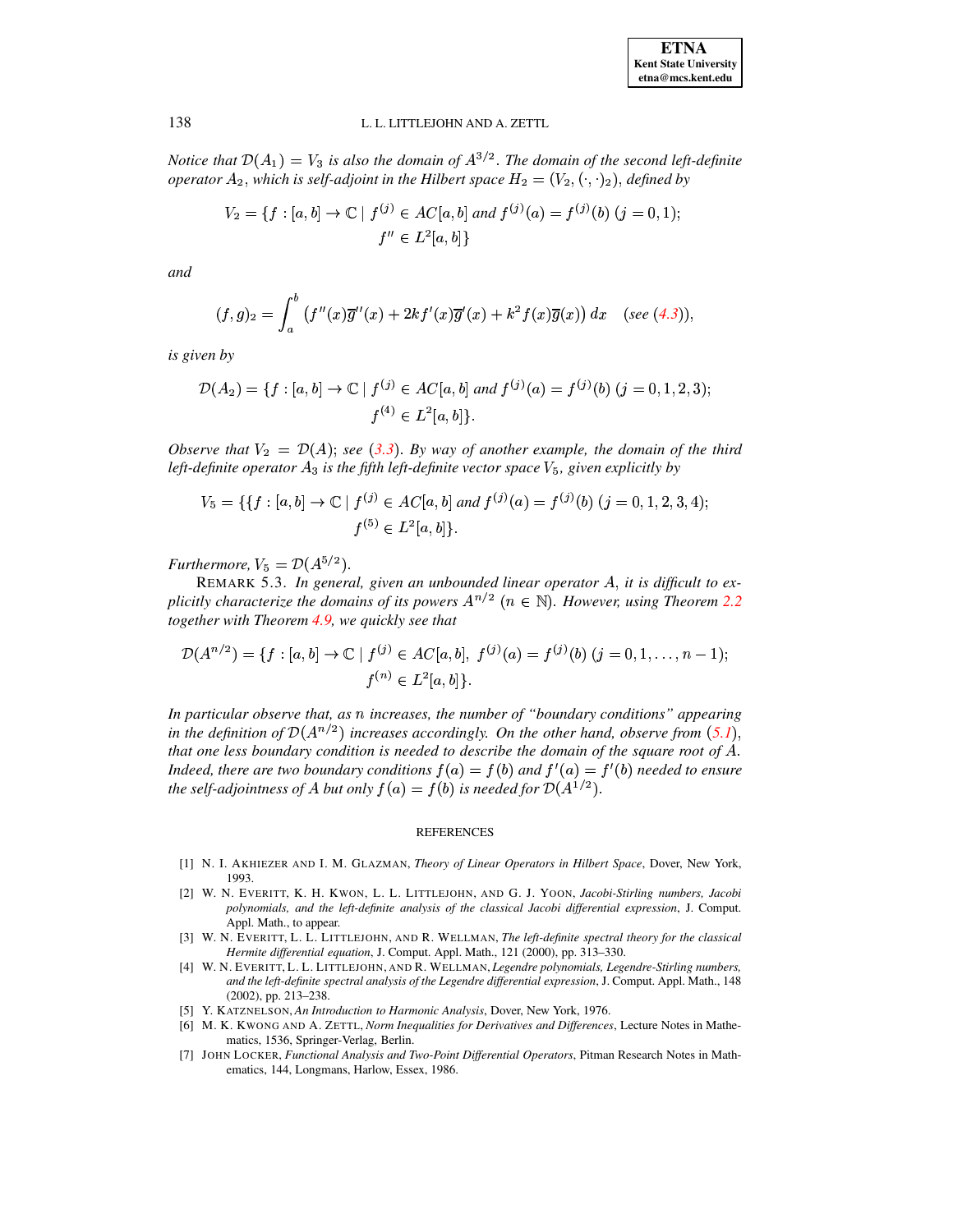*Notice that $\mathcal{D}(A_1) = V_3$ is also the domain of $A^{3/2}$. The domain of the second left-definite operator $A_2$, which is self-adjoint in the Hilbert space $H_2 = (V_2, (\cdot,\cdot)_2)$, defined by*

$$V_2 = \{f : [a,b] \to \mathbb{C} \mid f^{(j)} \in AC[a,b] \text{ and } f^{(j)}(a) = f^{(j)}(b)\ (j = 0,1);\ f'' \in L^2[a,b]\}$$

*and*

$$(f,g)_2 = \int_a^b \left(f''(x)\overline{g}''(x) + 2kf'(x)\overline{g}'(x) + k^2 f(x)\overline{g}(x)\right) dx \quad (\text{see } (4.3)),$$

*is given by*

$$\mathcal{D}(A_2) = \{f : [a,b] \to \mathbb{C} \mid f^{(j)} \in AC[a,b] \text{ and } f^{(j)}(a) = f^{(j)}(b)\ (j = 0,1,2,3);\ f^{(4)} \in L^2[a,b]\}.$$

*Observe that $V_2 = \mathcal{D}(A)$; see (3.3). By way of another example, the domain of the third left-definite operator $A_3$ is the fifth left-definite vector space $V_5$, given explicitly by*

$$V_5 = \{\{f : [a,b] \to \mathbb{C} \mid f^{(j)} \in AC[a,b] \text{ and } f^{(j)}(a) = f^{(j)}(b)\ (j = 0,1,2,3,4);\ f^{(5)} \in L^2[a,b]\}.$$

*Furthermore, $V_5 = \mathcal{D}(A^{5/2})$.*

REMARK 5.3. *In general, given an unbounded linear operator $A$, it is difficult to explicitly characterize the domains of its powers $A^{n/2}$ $(n \in \mathbb{N})$. However, using Theorem 2.2 together with Theorem 4.9, we quickly see that*

$$\mathcal{D}(A^{n/2}) = \{f : [a,b] \to \mathbb{C} \mid f^{(j)} \in AC[a,b],\ f^{(j)}(a) = f^{(j)}(b)\ (j = 0,1,\ldots,n-1);\ f^{(n)} \in L^2[a,b]\}.$$

*In particular observe that, as $n$ increases, the number of "boundary conditions" appearing in the definition of $\mathcal{D}(A^{n/2})$ increases accordingly. On the other hand, observe from (5.1), that one less boundary condition is needed to describe the domain of the square root of $A$. Indeed, there are two boundary conditions $f(a) = f(b)$ and $f'(a) = f'(b)$ needed to ensure the self-adjointness of $A$ but only $f(a) = f(b)$ is needed for $\mathcal{D}(A^{1/2})$.*

## REFERENCES

[1] N. I. AKHIEZER AND I. M. GLAZMAN, *Theory of Linear Operators in Hilbert Space*, Dover, New York, 1993.

[2] W. N. EVERITT, K. H. KWON, L. L. LITTLEJOHN, AND G. J. YOON, *Jacobi-Stirling numbers, Jacobi polynomials, and the left-definite analysis of the classical Jacobi differential expression*, J. Comput. Appl. Math., to appear.

[3] W. N. EVERITT, L. L. LITTLEJOHN, AND R. WELLMAN, *The left-definite spectral theory for the classical Hermite differential equation*, J. Comput. Appl. Math., 121 (2000), pp. 313–330.

[4] W. N. EVERITT, L. L. LITTLEJOHN, AND R. WELLMAN, *Legendre polynomials, Legendre-Stirling numbers, and the left-definite spectral analysis of the Legendre differential expression*, J. Comput. Appl. Math., 148 (2002), pp. 213–238.

[5] Y. KATZNELSON, *An Introduction to Harmonic Analysis*, Dover, New York, 1976.

[6] M. K. KWONG AND A. ZETTL, *Norm Inequalities for Derivatives and Differences*, Lecture Notes in Mathematics, 1536, Springer-Verlag, Berlin.

[7] JOHN LOCKER, *Functional Analysis and Two-Point Differential Operators*, Pitman Research Notes in Mathematics, 144, Longmans, Harlow, Essex, 1986.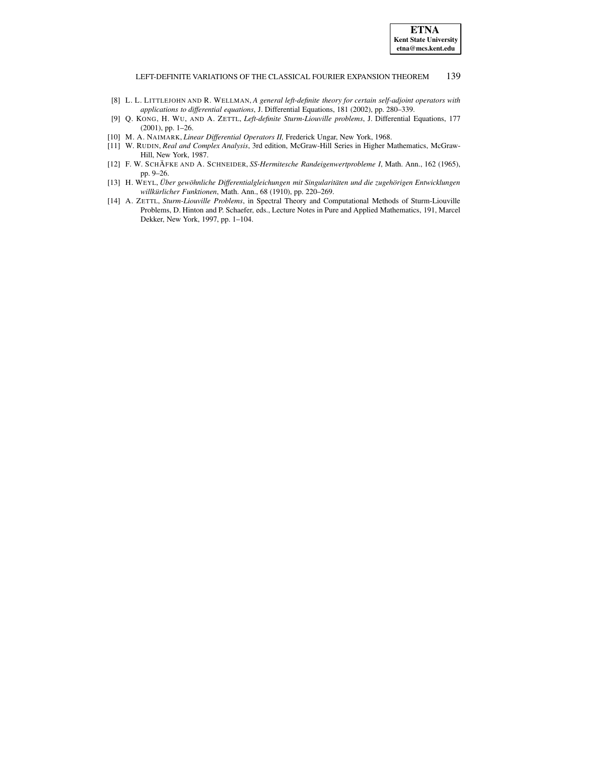[8] L. L. LITTLEJOHN AND R. WELLMAN, *A general left-definite theory for certain self-adjoint operators with applications to differential equations*, J. Differential Equations, 181 (2002), pp. 280–339.

[9] Q. KONG, H. WU, AND A. ZETTL, *Left-definite Sturm-Liouville problems*, J. Differential Equations, 177 (2001), pp. 1–26.

[10] M. A. NAIMARK, *Linear Differential Operators II,* Frederick Ungar, New York, 1968.

[11] W. RUDIN, *Real and Complex Analysis*, 3rd edition, McGraw-Hill Series in Higher Mathematics, McGraw-Hill, New York, 1987.

[12] F. W. SCHÄFKE AND A. SCHNEIDER, *SS-Hermitesche Randeigenwertprobleme I*, Math. Ann., 162 (1965), pp. 9–26.

[13] H. WEYL, *Über gewöhnliche Differentialgleichungen mit Singularitäten und die zugehörigen Entwicklungen willkürlicher Funktionen*, Math. Ann., 68 (1910), pp. 220–269.

[14] A. ZETTL, *Sturm-Liouville Problems*, in Spectral Theory and Computational Methods of Sturm-Liouville Problems, D. Hinton and P. Schaefer, eds., Lecture Notes in Pure and Applied Mathematics, 191, Marcel Dekker, New York, 1997, pp. 1–104.